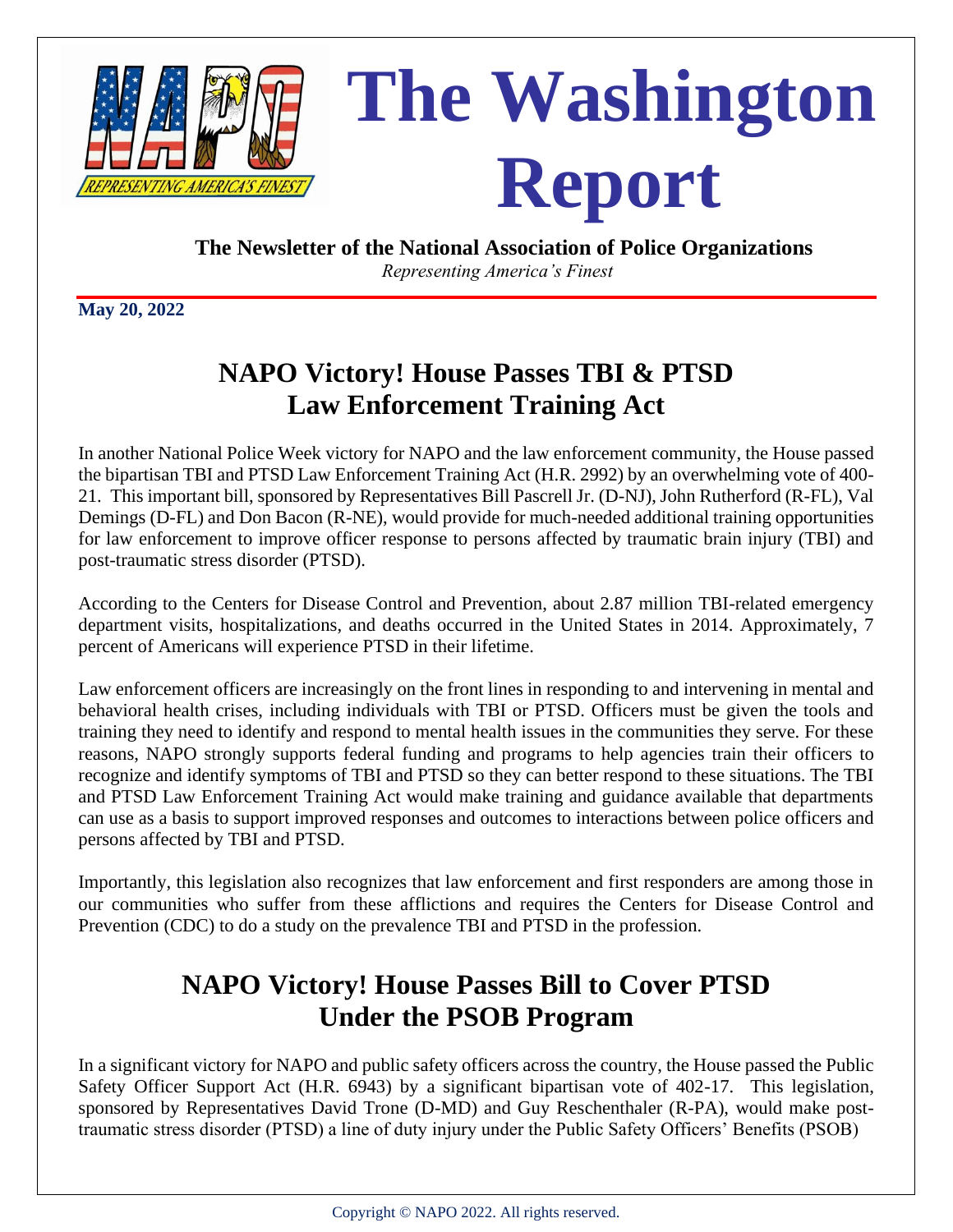# The Washington Report

**The Newsletter of the National Association of Police Organizations**

*Representing America's Finest*

**May 20, 2022**

## NAPO Victory! House Passes TBI & PTSD Law Enforcement Training Act

In another National Police Week victory for NAPO and the law enforcement community, the House passed the bipartisan TBI and PTSD Law Enforcement Training Act (H.R. 2992) by an overwhelming vote of 400-21. This important bill, sponsored by Representatives Bill Pascrell Jr. (D-NJ), John Rutherford (R-FL), Val Demings (D-FL) and Don Bacon (R-NE), would provide for much-needed additional training opportunities for law enforcement to improve officer response to persons affected by traumatic brain injury (TBI) and post-traumatic stress disorder (PTSD).

According to the Centers for Disease Control and Prevention, about 2.87 million TBI-related emergency department visits, hospitalizations, and deaths occurred in the United States in 2014. Approximately, 7 percent of Americans will experience PTSD in their lifetime.

Law enforcement officers are increasingly on the front lines in responding to and intervening in mental and behavioral health crises, including individuals with TBI or PTSD. Officers must be given the tools and training they need to identify and respond to mental health issues in the communities they serve. For these reasons, NAPO strongly supports federal funding and programs to help agencies train their officers to recognize and identify symptoms of TBI and PTSD so they can better respond to these situations. The TBI and PTSD Law Enforcement Training Act would make training and guidance available that departments can use as a basis to support improved responses and outcomes to interactions between police officers and persons affected by TBI and PTSD.

Importantly, this legislation also recognizes that law enforcement and first responders are among those in our communities who suffer from these afflictions and requires the Centers for Disease Control and Prevention (CDC) to do a study on the prevalence TBI and PTSD in the profession.

## NAPO Victory! House Passes Bill to Cover PTSD Under the PSOB Program

In a significant victory for NAPO and public safety officers across the country, the House passed the Public Safety Officer Support Act (H.R. 6943) by a significant bipartisan vote of 402-17. This legislation, sponsored by Representatives David Trone (D-MD) and Guy Reschenthaler (R-PA), would make post-traumatic stress disorder (PTSD) a line of duty injury under the Public Safety Officers' Benefits (PSOB)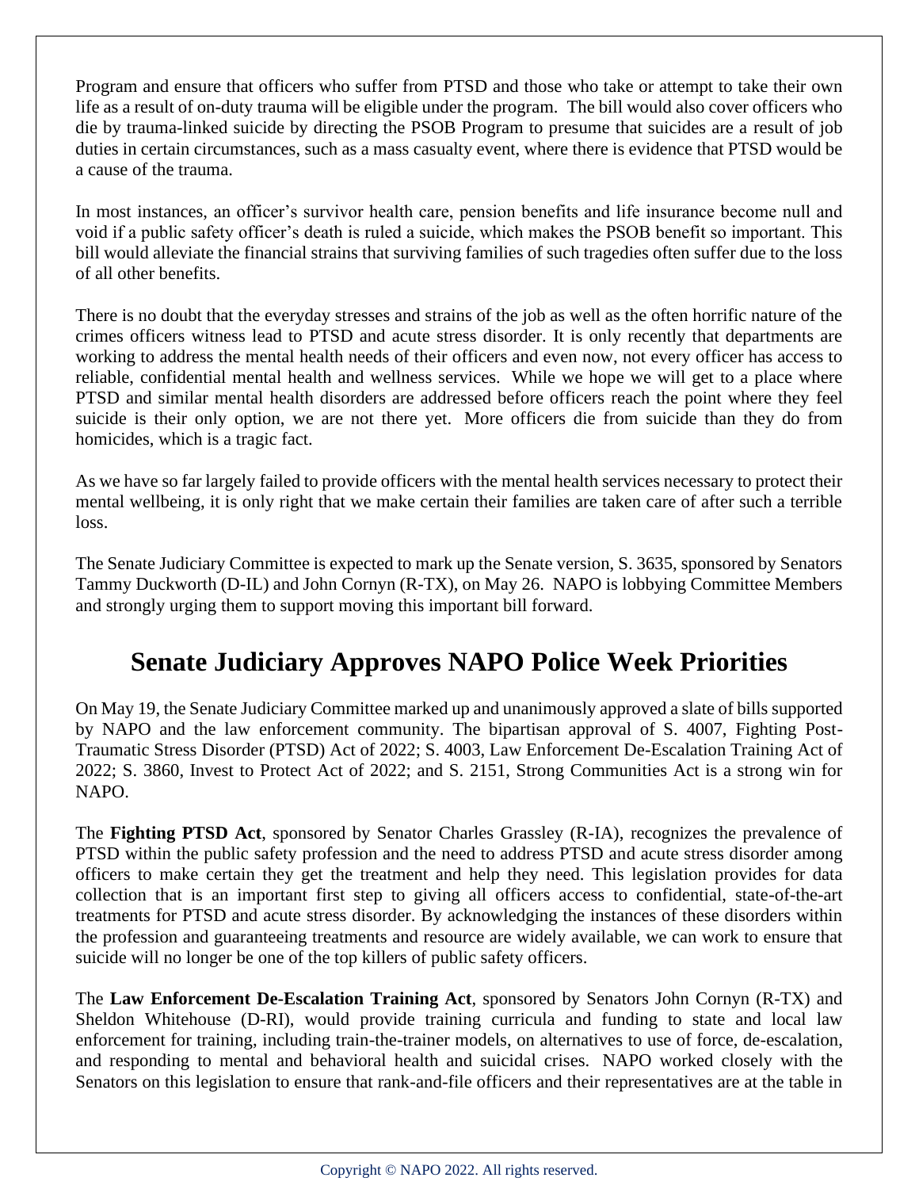Program and ensure that officers who suffer from PTSD and those who take or attempt to take their own life as a result of on-duty trauma will be eligible under the program. The bill would also cover officers who die by trauma-linked suicide by directing the PSOB Program to presume that suicides are a result of job duties in certain circumstances, such as a mass casualty event, where there is evidence that PTSD would be a cause of the trauma.

In most instances, an officer's survivor health care, pension benefits and life insurance become null and void if a public safety officer's death is ruled a suicide, which makes the PSOB benefit so important. This bill would alleviate the financial strains that surviving families of such tragedies often suffer due to the loss of all other benefits.

There is no doubt that the everyday stresses and strains of the job as well as the often horrific nature of the crimes officers witness lead to PTSD and acute stress disorder. It is only recently that departments are working to address the mental health needs of their officers and even now, not every officer has access to reliable, confidential mental health and wellness services. While we hope we will get to a place where PTSD and similar mental health disorders are addressed before officers reach the point where they feel suicide is their only option, we are not there yet. More officers die from suicide than they do from homicides, which is a tragic fact.

As we have so far largely failed to provide officers with the mental health services necessary to protect their mental wellbeing, it is only right that we make certain their families are taken care of after such a terrible loss.

The Senate Judiciary Committee is expected to mark up the Senate version, S. 3635, sponsored by Senators Tammy Duckworth (D-IL) and John Cornyn (R-TX), on May 26. NAPO is lobbying Committee Members and strongly urging them to support moving this important bill forward.

## Senate Judiciary Approves NAPO Police Week Priorities

On May 19, the Senate Judiciary Committee marked up and unanimously approved a slate of bills supported by NAPO and the law enforcement community. The bipartisan approval of S. 4007, Fighting Post-Traumatic Stress Disorder (PTSD) Act of 2022; S. 4003, Law Enforcement De-Escalation Training Act of 2022; S. 3860, Invest to Protect Act of 2022; and S. 2151, Strong Communities Act is a strong win for NAPO.

The **Fighting PTSD Act**, sponsored by Senator Charles Grassley (R-IA), recognizes the prevalence of PTSD within the public safety profession and the need to address PTSD and acute stress disorder among officers to make certain they get the treatment and help they need. This legislation provides for data collection that is an important first step to giving all officers access to confidential, state-of-the-art treatments for PTSD and acute stress disorder. By acknowledging the instances of these disorders within the profession and guaranteeing treatments and resource are widely available, we can work to ensure that suicide will no longer be one of the top killers of public safety officers.

The **Law Enforcement De-Escalation Training Act**, sponsored by Senators John Cornyn (R-TX) and Sheldon Whitehouse (D-RI), would provide training curricula and funding to state and local law enforcement for training, including train-the-trainer models, on alternatives to use of force, de-escalation, and responding to mental and behavioral health and suicidal crises. NAPO worked closely with the Senators on this legislation to ensure that rank-and-file officers and their representatives are at the table in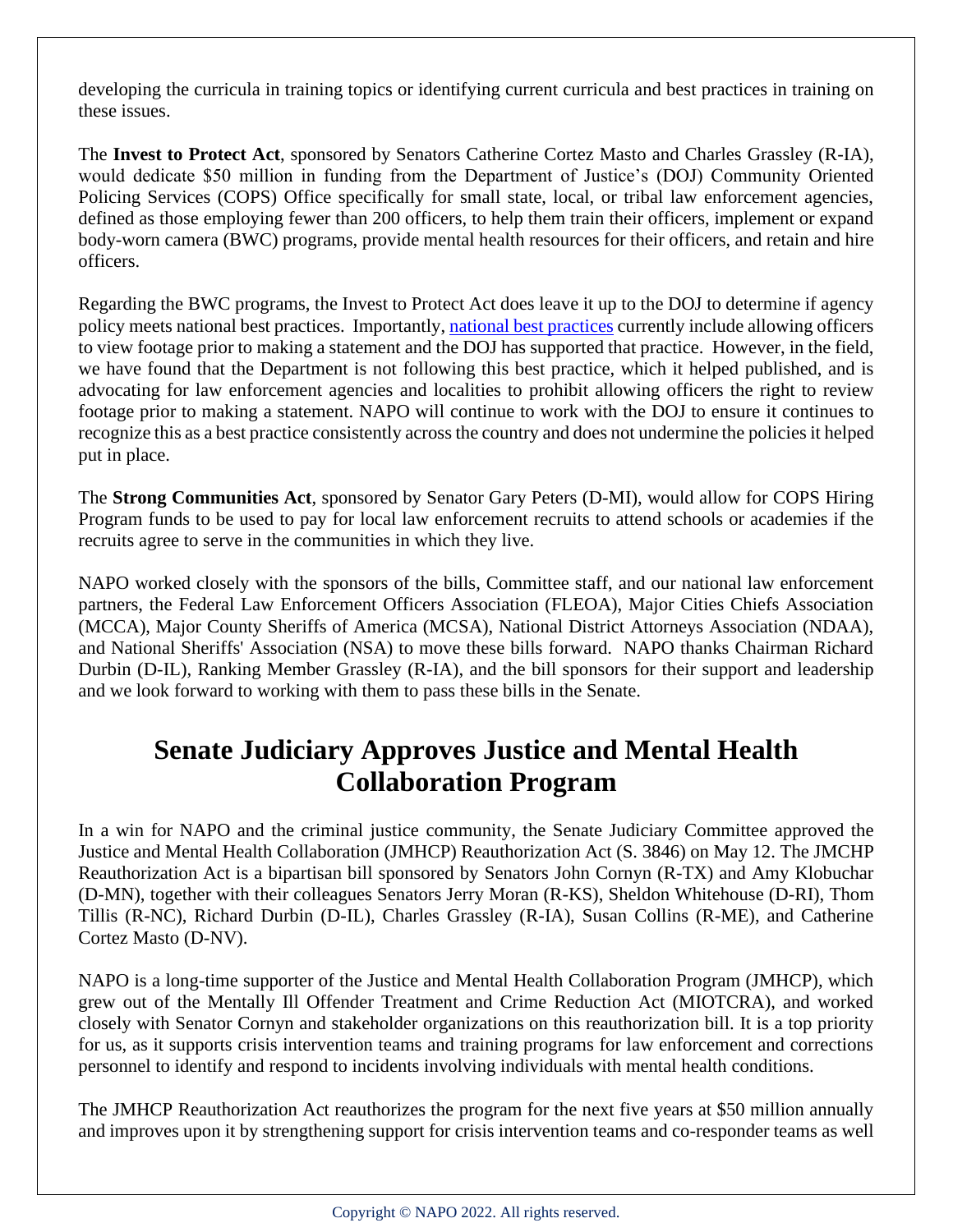developing the curricula in training topics or identifying current curricula and best practices in training on these issues.

The **Invest to Protect Act**, sponsored by Senators Catherine Cortez Masto and Charles Grassley (R-IA), would dedicate $50 million in funding from the Department of Justice's (DOJ) Community Oriented Policing Services (COPS) Office specifically for small state, local, or tribal law enforcement agencies, defined as those employing fewer than 200 officers, to help them train their officers, implement or expand body-worn camera (BWC) programs, provide mental health resources for their officers, and retain and hire officers.

Regarding the BWC programs, the Invest to Protect Act does leave it up to the DOJ to determine if agency policy meets national best practices. Importantly, national best practices currently include allowing officers to view footage prior to making a statement and the DOJ has supported that practice. However, in the field, we have found that the Department is not following this best practice, which it helped published, and is advocating for law enforcement agencies and localities to prohibit allowing officers the right to review footage prior to making a statement. NAPO will continue to work with the DOJ to ensure it continues to recognize this as a best practice consistently across the country and does not undermine the policies it helped put in place.

The **Strong Communities Act**, sponsored by Senator Gary Peters (D-MI), would allow for COPS Hiring Program funds to be used to pay for local law enforcement recruits to attend schools or academies if the recruits agree to serve in the communities in which they live.

NAPO worked closely with the sponsors of the bills, Committee staff, and our national law enforcement partners, the Federal Law Enforcement Officers Association (FLEOA), Major Cities Chiefs Association (MCCA), Major County Sheriffs of America (MCSA), National District Attorneys Association (NDAA), and National Sheriffs' Association (NSA) to move these bills forward. NAPO thanks Chairman Richard Durbin (D-IL), Ranking Member Grassley (R-IA), and the bill sponsors for their support and leadership and we look forward to working with them to pass these bills in the Senate.

# Senate Judiciary Approves Justice and Mental Health Collaboration Program

In a win for NAPO and the criminal justice community, the Senate Judiciary Committee approved the Justice and Mental Health Collaboration (JMHCP) Reauthorization Act (S. 3846) on May 12. The JMCHP Reauthorization Act is a bipartisan bill sponsored by Senators John Cornyn (R-TX) and Amy Klobuchar (D-MN), together with their colleagues Senators Jerry Moran (R-KS), Sheldon Whitehouse (D-RI), Thom Tillis (R-NC), Richard Durbin (D-IL), Charles Grassley (R-IA), Susan Collins (R-ME), and Catherine Cortez Masto (D-NV).

NAPO is a long-time supporter of the Justice and Mental Health Collaboration Program (JMHCP), which grew out of the Mentally Ill Offender Treatment and Crime Reduction Act (MIOTCRA), and worked closely with Senator Cornyn and stakeholder organizations on this reauthorization bill. It is a top priority for us, as it supports crisis intervention teams and training programs for law enforcement and corrections personnel to identify and respond to incidents involving individuals with mental health conditions.

The JMHCP Reauthorization Act reauthorizes the program for the next five years at $50 million annually and improves upon it by strengthening support for crisis intervention teams and co-responder teams as well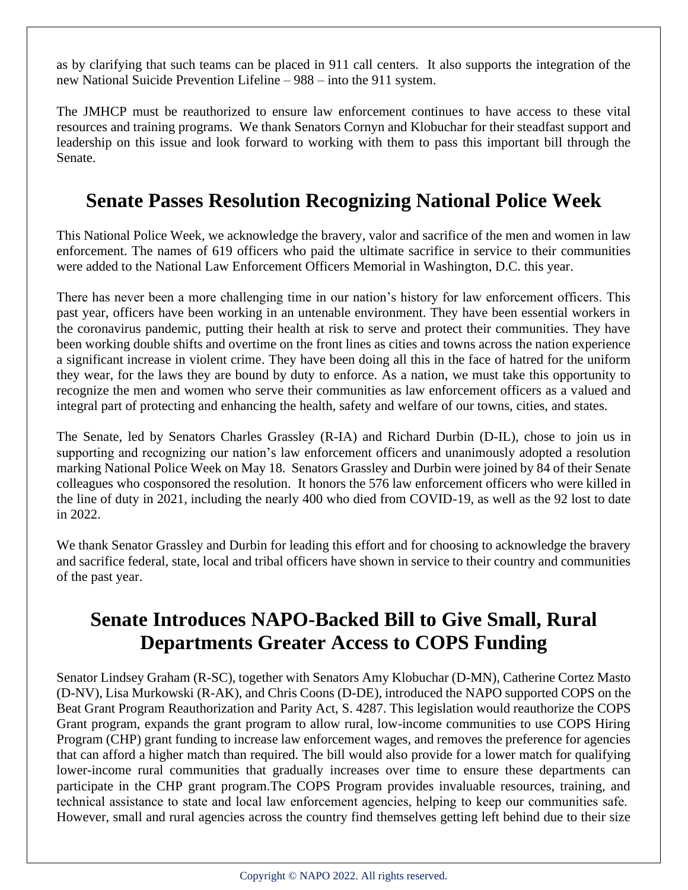as by clarifying that such teams can be placed in 911 call centers. It also supports the integration of the new National Suicide Prevention Lifeline – 988 – into the 911 system.

The JMHCP must be reauthorized to ensure law enforcement continues to have access to these vital resources and training programs. We thank Senators Cornyn and Klobuchar for their steadfast support and leadership on this issue and look forward to working with them to pass this important bill through the Senate.

## Senate Passes Resolution Recognizing National Police Week

This National Police Week, we acknowledge the bravery, valor and sacrifice of the men and women in law enforcement. The names of 619 officers who paid the ultimate sacrifice in service to their communities were added to the National Law Enforcement Officers Memorial in Washington, D.C. this year.

There has never been a more challenging time in our nation's history for law enforcement officers. This past year, officers have been working in an untenable environment. They have been essential workers in the coronavirus pandemic, putting their health at risk to serve and protect their communities. They have been working double shifts and overtime on the front lines as cities and towns across the nation experience a significant increase in violent crime. They have been doing all this in the face of hatred for the uniform they wear, for the laws they are bound by duty to enforce. As a nation, we must take this opportunity to recognize the men and women who serve their communities as law enforcement officers as a valued and integral part of protecting and enhancing the health, safety and welfare of our towns, cities, and states.

The Senate, led by Senators Charles Grassley (R-IA) and Richard Durbin (D-IL), chose to join us in supporting and recognizing our nation's law enforcement officers and unanimously adopted a resolution marking National Police Week on May 18. Senators Grassley and Durbin were joined by 84 of their Senate colleagues who cosponsored the resolution. It honors the 576 law enforcement officers who were killed in the line of duty in 2021, including the nearly 400 who died from COVID-19, as well as the 92 lost to date in 2022.

We thank Senator Grassley and Durbin for leading this effort and for choosing to acknowledge the bravery and sacrifice federal, state, local and tribal officers have shown in service to their country and communities of the past year.

## Senate Introduces NAPO-Backed Bill to Give Small, Rural Departments Greater Access to COPS Funding

Senator Lindsey Graham (R-SC), together with Senators Amy Klobuchar (D-MN), Catherine Cortez Masto (D-NV), Lisa Murkowski (R-AK), and Chris Coons (D-DE), introduced the NAPO supported COPS on the Beat Grant Program Reauthorization and Parity Act, S. 4287. This legislation would reauthorize the COPS Grant program, expands the grant program to allow rural, low-income communities to use COPS Hiring Program (CHP) grant funding to increase law enforcement wages, and removes the preference for agencies that can afford a higher match than required. The bill would also provide for a lower match for qualifying lower-income rural communities that gradually increases over time to ensure these departments can participate in the CHP grant program.The COPS Program provides invaluable resources, training, and technical assistance to state and local law enforcement agencies, helping to keep our communities safe. However, small and rural agencies across the country find themselves getting left behind due to their size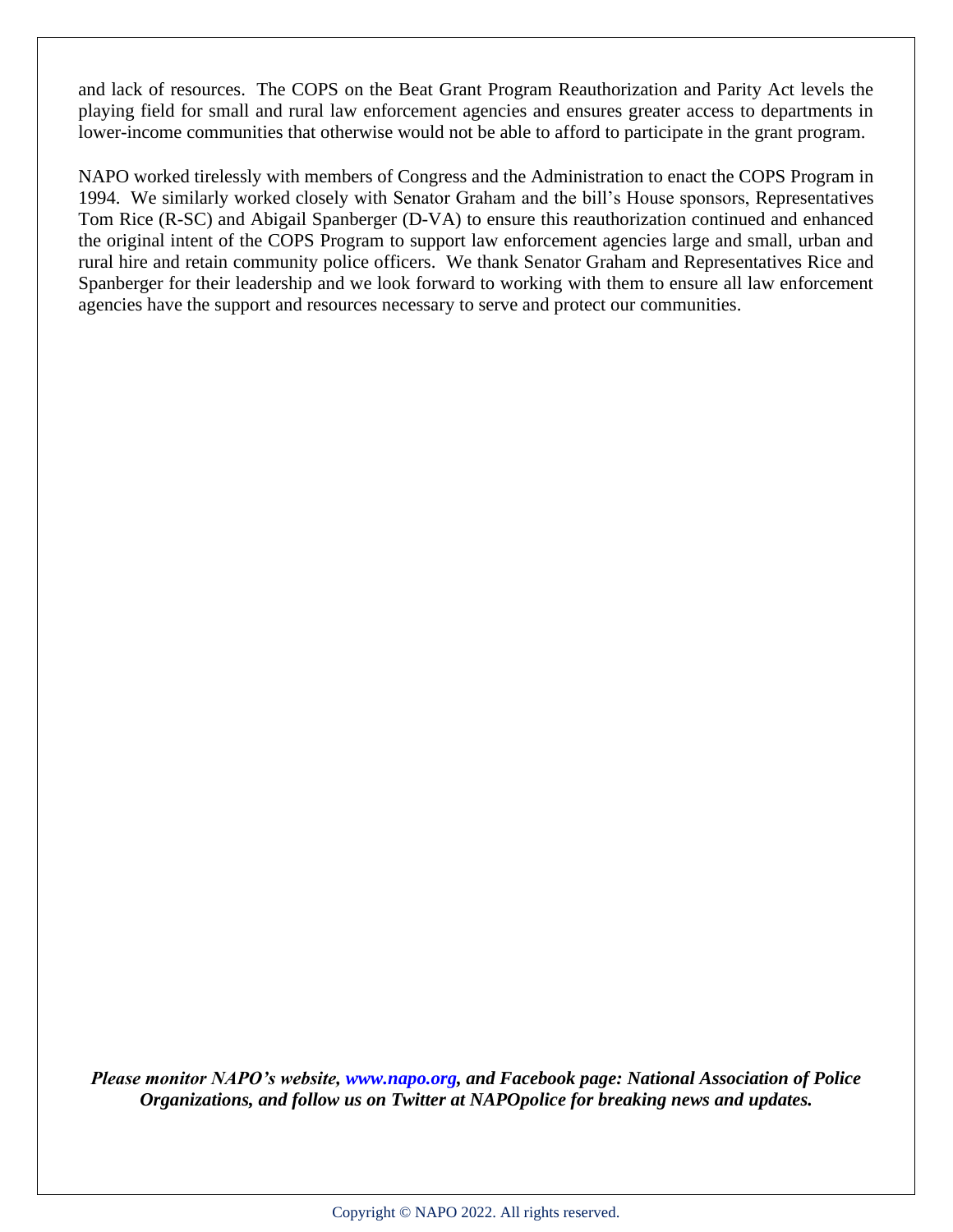and lack of resources. The COPS on the Beat Grant Program Reauthorization and Parity Act levels the playing field for small and rural law enforcement agencies and ensures greater access to departments in lower-income communities that otherwise would not be able to afford to participate in the grant program.

NAPO worked tirelessly with members of Congress and the Administration to enact the COPS Program in 1994. We similarly worked closely with Senator Graham and the bill's House sponsors, Representatives Tom Rice (R-SC) and Abigail Spanberger (D-VA) to ensure this reauthorization continued and enhanced the original intent of the COPS Program to support law enforcement agencies large and small, urban and rural hire and retain community police officers. We thank Senator Graham and Representatives Rice and Spanberger for their leadership and we look forward to working with them to ensure all law enforcement agencies have the support and resources necessary to serve and protect our communities.

***Please monitor NAPO's website, www.napo.org, and Facebook page: National Association of Police Organizations, and follow us on Twitter at NAPOpolice for breaking news and updates.***

Copyright © NAPO 2022. All rights reserved.